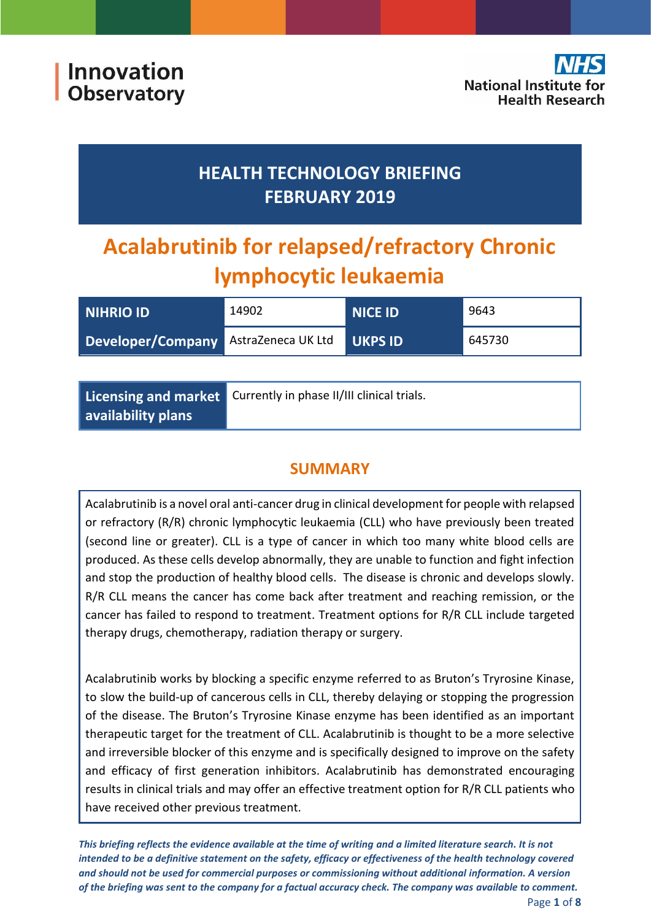Innovation Observatory

National Institute for Health Research

# HEALTH TECHNOLOGY BRIEFING FEBRUARY 2019

# Acalabrutinib for relapsed/refractory Chronic lymphocytic leukaemia

| NIHRIO ID | 14902 | NICE ID | 9643 |
|---|---|---|---|
| Developer/Company | AstraZeneca UK Ltd | UKPS ID | 645730 |

| Licensing and market availability plans | Currently in phase II/III clinical trials. |
|---|---|

## SUMMARY

Acalabrutinib is a novel oral anti-cancer drug in clinical development for people with relapsed or refractory (R/R) chronic lymphocytic leukaemia (CLL) who have previously been treated (second line or greater). CLL is a type of cancer in which too many white blood cells are produced. As these cells develop abnormally, they are unable to function and fight infection and stop the production of healthy blood cells. The disease is chronic and develops slowly. R/R CLL means the cancer has come back after treatment and reaching remission, or the cancer has failed to respond to treatment. Treatment options for R/R CLL include targeted therapy drugs, chemotherapy, radiation therapy or surgery.

Acalabrutinib works by blocking a specific enzyme referred to as Bruton's Tyrosine Kinase, to slow the build-up of cancerous cells in CLL, thereby delaying or stopping the progression of the disease. The Bruton's Tyrosine Kinase enzyme has been identified as an important therapeutic target for the treatment of CLL. Acalabrutinib is thought to be a more selective and irreversible blocker of this enzyme and is specifically designed to improve on the safety and efficacy of first generation inhibitors. Acalabrutinib has demonstrated encouraging results in clinical trials and may offer an effective treatment option for R/R CLL patients who have received other previous treatment.

***This briefing reflects the evidence available at the time of writing and a limited literature search. It is not intended to be a definitive statement on the safety, efficacy or effectiveness of the health technology covered and should not be used for commercial purposes or commissioning without additional information. A version of the briefing was sent to the company for a factual accuracy check. The company was available to comment.***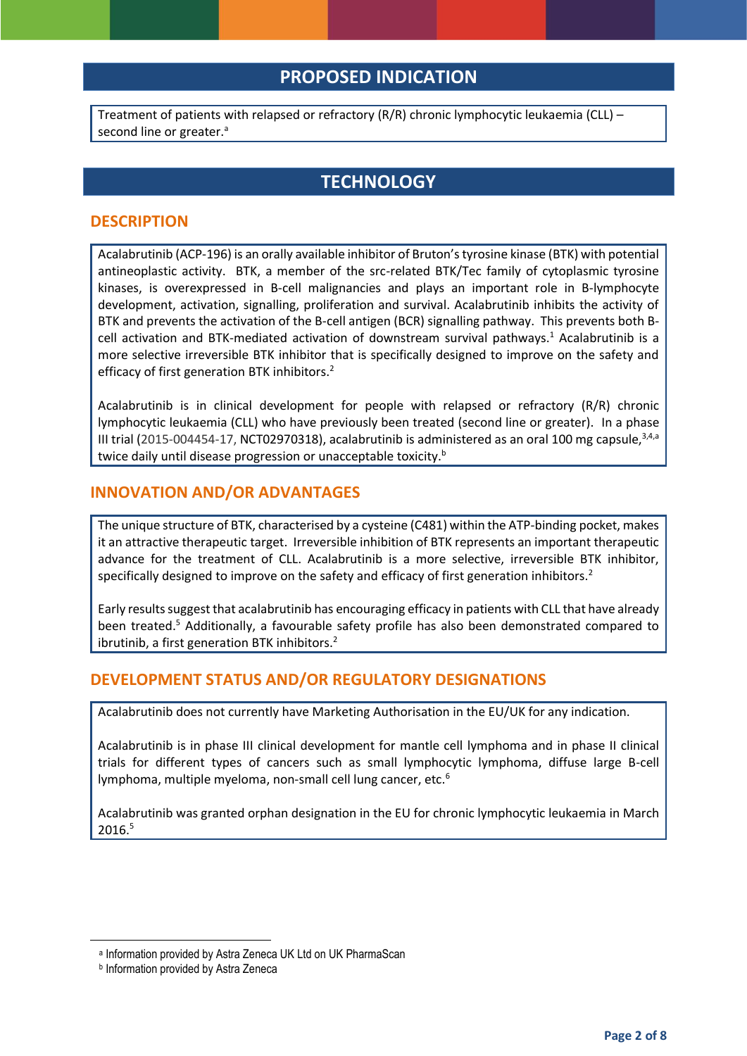## PROPOSED INDICATION

Treatment of patients with relapsed or refractory (R/R) chronic lymphocytic leukaemia (CLL) – second line or greater.[a]

## TECHNOLOGY

### DESCRIPTION

Acalabrutinib (ACP-196) is an orally available inhibitor of Bruton's tyrosine kinase (BTK) with potential antineoplastic activity. BTK, a member of the src-related BTK/Tec family of cytoplasmic tyrosine kinases, is overexpressed in B-cell malignancies and plays an important role in B-lymphocyte development, activation, signalling, proliferation and survival. Acalabrutinib inhibits the activity of BTK and prevents the activation of the B-cell antigen (BCR) signalling pathway. This prevents both B-cell activation and BTK-mediated activation of downstream survival pathways.[1] Acalabrutinib is a more selective irreversible BTK inhibitor that is specifically designed to improve on the safety and efficacy of first generation BTK inhibitors.[2]

Acalabrutinib is in clinical development for people with relapsed or refractory (R/R) chronic lymphocytic leukaemia (CLL) who have previously been treated (second line or greater). In a phase III trial (2015-004454-17, NCT02970318), acalabrutinib is administered as an oral 100 mg capsule,[3,4,a] twice daily until disease progression or unacceptable toxicity.[b]

### INNOVATION AND/OR ADVANTAGES

The unique structure of BTK, characterised by a cysteine (C481) within the ATP-binding pocket, makes it an attractive therapeutic target. Irreversible inhibition of BTK represents an important therapeutic advance for the treatment of CLL. Acalabrutinib is a more selective, irreversible BTK inhibitor, specifically designed to improve on the safety and efficacy of first generation inhibitors.[2]

Early results suggest that acalabrutinib has encouraging efficacy in patients with CLL that have already been treated.[5] Additionally, a favourable safety profile has also been demonstrated compared to ibrutinib, a first generation BTK inhibitors.[2]

### DEVELOPMENT STATUS AND/OR REGULATORY DESIGNATIONS

Acalabrutinib does not currently have Marketing Authorisation in the EU/UK for any indication.

Acalabrutinib is in phase III clinical development for mantle cell lymphoma and in phase II clinical trials for different types of cancers such as small lymphocytic lymphoma, diffuse large B-cell lymphoma, multiple myeloma, non-small cell lung cancer, etc.[6]

Acalabrutinib was granted orphan designation in the EU for chronic lymphocytic leukaemia in March 2016.[5]

---

[a] Information provided by Astra Zeneca UK Ltd on UK PharmaScan

[b] Information provided by Astra Zeneca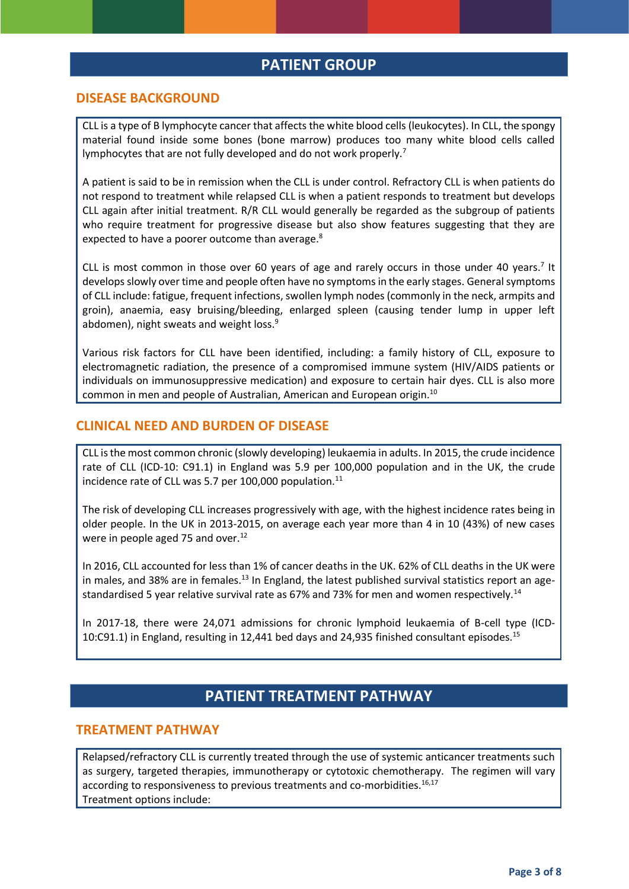# PATIENT GROUP

## DISEASE BACKGROUND

CLL is a type of B lymphocyte cancer that affects the white blood cells (leukocytes). In CLL, the spongy material found inside some bones (bone marrow) produces too many white blood cells called lymphocytes that are not fully developed and do not work properly.[7]

A patient is said to be in remission when the CLL is under control. Refractory CLL is when patients do not respond to treatment while relapsed CLL is when a patient responds to treatment but develops CLL again after initial treatment. R/R CLL would generally be regarded as the subgroup of patients who require treatment for progressive disease but also show features suggesting that they are expected to have a poorer outcome than average.[8]

CLL is most common in those over 60 years of age and rarely occurs in those under 40 years.[7] It develops slowly over time and people often have no symptoms in the early stages. General symptoms of CLL include: fatigue, frequent infections, swollen lymph nodes (commonly in the neck, armpits and groin), anaemia, easy bruising/bleeding, enlarged spleen (causing tender lump in upper left abdomen), night sweats and weight loss.[9]

Various risk factors for CLL have been identified, including: a family history of CLL, exposure to electromagnetic radiation, the presence of a compromised immune system (HIV/AIDS patients or individuals on immunosuppressive medication) and exposure to certain hair dyes. CLL is also more common in men and people of Australian, American and European origin.[10]

## CLINICAL NEED AND BURDEN OF DISEASE

CLL is the most common chronic (slowly developing) leukaemia in adults. In 2015, the crude incidence rate of CLL (ICD-10: C91.1) in England was 5.9 per 100,000 population and in the UK, the crude incidence rate of CLL was 5.7 per 100,000 population.[11]

The risk of developing CLL increases progressively with age, with the highest incidence rates being in older people. In the UK in 2013-2015, on average each year more than 4 in 10 (43%) of new cases were in people aged 75 and over.[12]

In 2016, CLL accounted for less than 1% of cancer deaths in the UK. 62% of CLL deaths in the UK were in males, and 38% are in females.[13] In England, the latest published survival statistics report an age-standardised 5 year relative survival rate as 67% and 73% for men and women respectively.[14]

In 2017-18, there were 24,071 admissions for chronic lymphoid leukaemia of B-cell type (ICD-10:C91.1) in England, resulting in 12,441 bed days and 24,935 finished consultant episodes.[15]

# PATIENT TREATMENT PATHWAY

## TREATMENT PATHWAY

Relapsed/refractory CLL is currently treated through the use of systemic anticancer treatments such as surgery, targeted therapies, immunotherapy or cytotoxic chemotherapy. The regimen will vary according to responsiveness to previous treatments and co-morbidities.[16,17]

Treatment options include: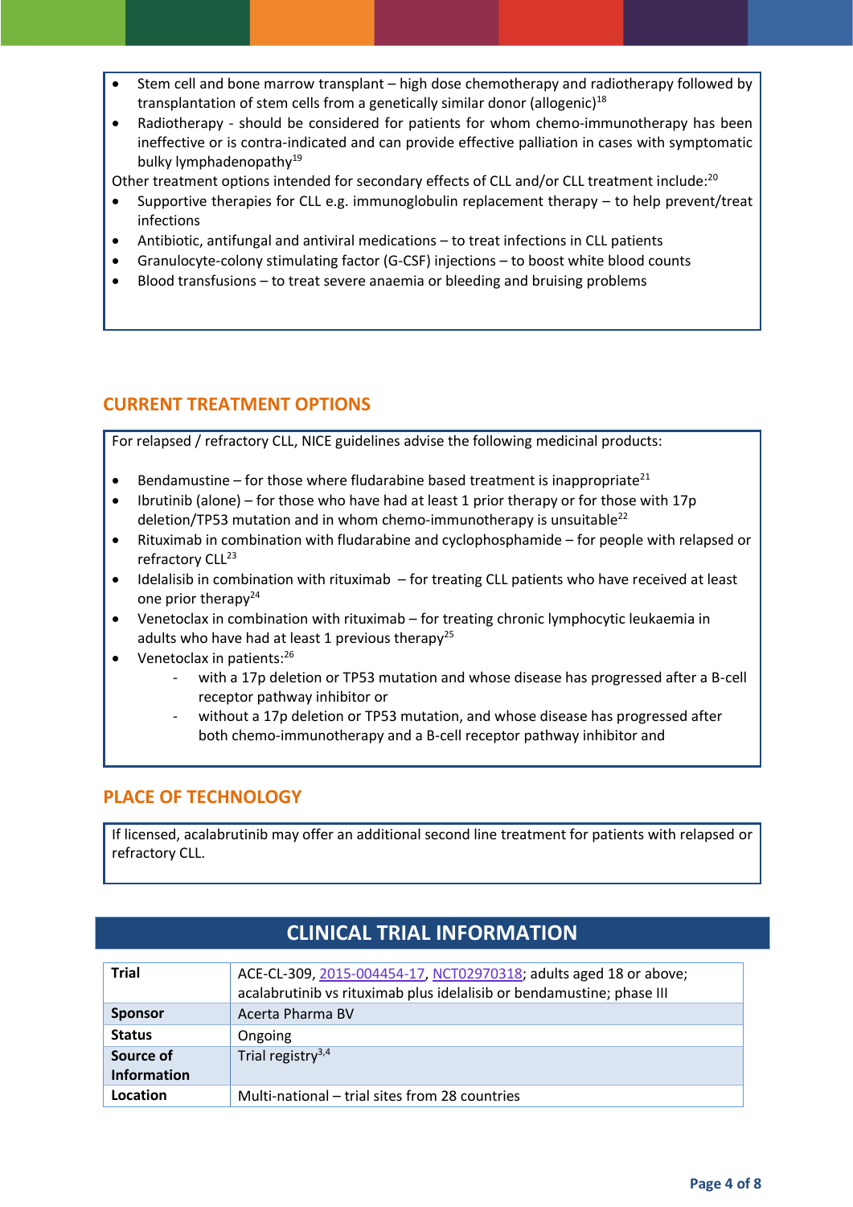- Stem cell and bone marrow transplant – high dose chemotherapy and radiotherapy followed by transplantation of stem cells from a genetically similar donor (allogenic)[18]
- Radiotherapy - should be considered for patients for whom chemo-immunotherapy has been ineffective or is contra-indicated and can provide effective palliation in cases with symptomatic bulky lymphadenopathy[19]

Other treatment options intended for secondary effects of CLL and/or CLL treatment include:[20]

- Supportive therapies for CLL e.g. immunoglobulin replacement therapy – to help prevent/treat infections
- Antibiotic, antifungal and antiviral medications – to treat infections in CLL patients
- Granulocyte-colony stimulating factor (G-CSF) injections – to boost white blood counts
- Blood transfusions – to treat severe anaemia or bleeding and bruising problems

## CURRENT TREATMENT OPTIONS

For relapsed / refractory CLL, NICE guidelines advise the following medicinal products:

- Bendamustine – for those where fludarabine based treatment is inappropriate[21]
- Ibrutinib (alone) – for those who have had at least 1 prior therapy or for those with 17p deletion/TP53 mutation and in whom chemo-immunotherapy is unsuitable[22]
- Rituximab in combination with fludarabine and cyclophosphamide – for people with relapsed or refractory CLL[23]
- Idelalisib in combination with rituximab – for treating CLL patients who have received at least one prior therapy[24]
- Venetoclax in combination with rituximab – for treating chronic lymphocytic leukaemia in adults who have had at least 1 previous therapy[25]
- Venetoclax in patients:[26]
  - with a 17p deletion or TP53 mutation and whose disease has progressed after a B-cell receptor pathway inhibitor or
  - without a 17p deletion or TP53 mutation, and whose disease has progressed after both chemo-immunotherapy and a B-cell receptor pathway inhibitor and

## PLACE OF TECHNOLOGY

If licensed, acalabrutinib may offer an additional second line treatment for patients with relapsed or refractory CLL.

## CLINICAL TRIAL INFORMATION

| | |
|---|---|
| **Trial** | ACE-CL-309, 2015-004454-17, NCT02970318; adults aged 18 or above; acalabrutinib vs rituximab plus idelalisib or bendamustine; phase III |
| **Sponsor** | Acerta Pharma BV |
| **Status** | Ongoing |
| **Source of Information** | Trial registry[3,4] |
| **Location** | Multi-national – trial sites from 28 countries |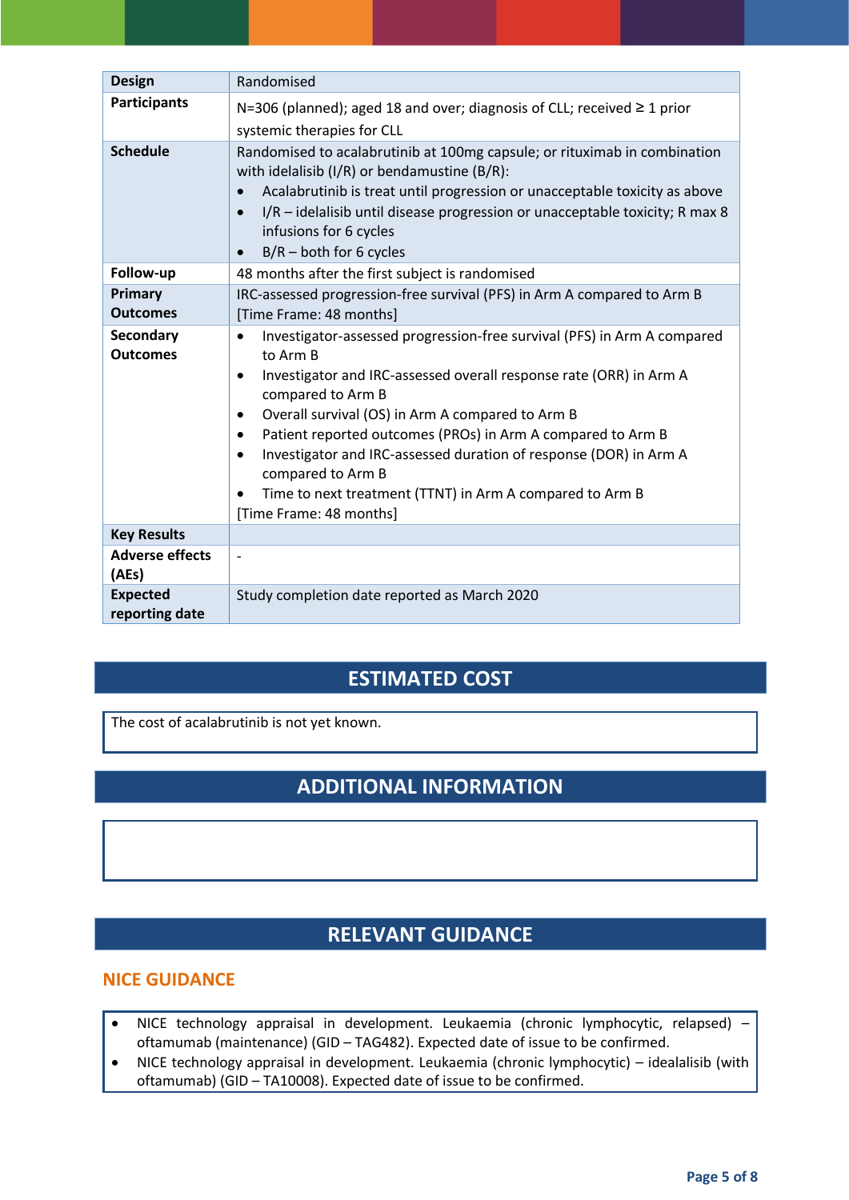| | |
|---|---|
| **Design** | Randomised |
| **Participants** | N=306 (planned); aged 18 and over; diagnosis of CLL; received ≥ 1 prior systemic therapies for CLL |
| **Schedule** | Randomised to acalabrutinib at 100mg capsule; or rituximab in combination with idelalisib (I/R) or bendamustine (B/R):<br>• Acalabrutinib is treat until progression or unacceptable toxicity as above<br>• I/R – idelalisib until disease progression or unacceptable toxicity; R max 8 infusions for 6 cycles<br>• B/R – both for 6 cycles |
| **Follow-up** | 48 months after the first subject is randomised |
| **Primary Outcomes** | IRC-assessed progression-free survival (PFS) in Arm A compared to Arm B [Time Frame: 48 months] |
| **Secondary Outcomes** | • Investigator-assessed progression-free survival (PFS) in Arm A compared to Arm B<br>• Investigator and IRC-assessed overall response rate (ORR) in Arm A compared to Arm B<br>• Overall survival (OS) in Arm A compared to Arm B<br>• Patient reported outcomes (PROs) in Arm A compared to Arm B<br>• Investigator and IRC-assessed duration of response (DOR) in Arm A compared to Arm B<br>• Time to next treatment (TTNT) in Arm A compared to Arm B<br>[Time Frame: 48 months] |
| **Key Results** | |
| **Adverse effects (AEs)** | - |
| **Expected reporting date** | Study completion date reported as March 2020 |

## ESTIMATED COST

The cost of acalabrutinib is not yet known.

## ADDITIONAL INFORMATION

## RELEVANT GUIDANCE

### NICE GUIDANCE

- NICE technology appraisal in development. Leukaemia (chronic lymphocytic, relapsed) – oftamumab (maintenance) (GID – TAG482). Expected date of issue to be confirmed.
- NICE technology appraisal in development. Leukaemia (chronic lymphocytic) – idealalisib (with oftamumab) (GID – TA10008). Expected date of issue to be confirmed.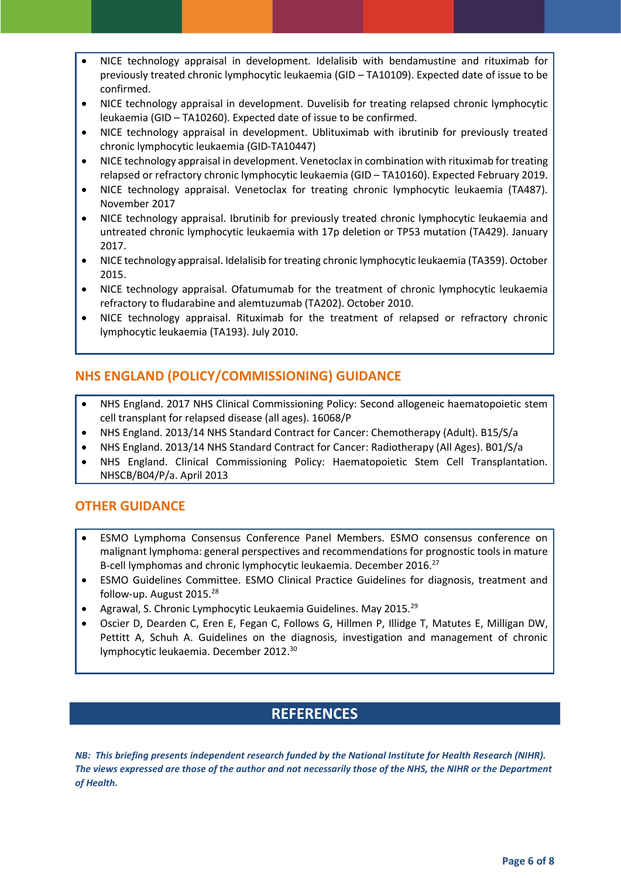- NICE technology appraisal in development. Idelalisib with bendamustine and rituximab for previously treated chronic lymphocytic leukaemia (GID – TA10109). Expected date of issue to be confirmed.
- NICE technology appraisal in development. Duvelisib for treating relapsed chronic lymphocytic leukaemia (GID – TA10260). Expected date of issue to be confirmed.
- NICE technology appraisal in development. Ublituximab with ibrutinib for previously treated chronic lymphocytic leukaemia (GID-TA10447)
- NICE technology appraisal in development. Venetoclax in combination with rituximab for treating relapsed or refractory chronic lymphocytic leukaemia (GID – TA10160). Expected February 2019.
- NICE technology appraisal. Venetoclax for treating chronic lymphocytic leukaemia (TA487). November 2017
- NICE technology appraisal. Ibrutinib for previously treated chronic lymphocytic leukaemia and untreated chronic lymphocytic leukaemia with 17p deletion or TP53 mutation (TA429). January 2017.
- NICE technology appraisal. Idelalisib for treating chronic lymphocytic leukaemia (TA359). October 2015.
- NICE technology appraisal. Ofatumumab for the treatment of chronic lymphocytic leukaemia refractory to fludarabine and alemtuzumab (TA202). October 2010.
- NICE technology appraisal. Rituximab for the treatment of relapsed or refractory chronic lymphocytic leukaemia (TA193). July 2010.

## NHS ENGLAND (POLICY/COMMISSIONING) GUIDANCE

- NHS England. 2017 NHS Clinical Commissioning Policy: Second allogeneic haematopoietic stem cell transplant for relapsed disease (all ages). 16068/P
- NHS England. 2013/14 NHS Standard Contract for Cancer: Chemotherapy (Adult). B15/S/a
- NHS England. 2013/14 NHS Standard Contract for Cancer: Radiotherapy (All Ages). B01/S/a
- NHS England. Clinical Commissioning Policy: Haematopoietic Stem Cell Transplantation. NHSCB/B04/P/a. April 2013

## OTHER GUIDANCE

- ESMO Lymphoma Consensus Conference Panel Members. ESMO consensus conference on malignant lymphoma: general perspectives and recommendations for prognostic tools in mature B-cell lymphomas and chronic lymphocytic leukaemia. December 2016.[27]
- ESMO Guidelines Committee. ESMO Clinical Practice Guidelines for diagnosis, treatment and follow-up. August 2015.[28]
- Agrawal, S. Chronic Lymphocytic Leukaemia Guidelines. May 2015.[29]
- Oscier D, Dearden C, Eren E, Fegan C, Follows G, Hillmen P, Illidge T, Matutes E, Milligan DW, Pettitt A, Schuh A. Guidelines on the diagnosis, investigation and management of chronic lymphocytic leukaemia. December 2012.[30]

# REFERENCES

***NB: This briefing presents independent research funded by the National Institute for Health Research (NIHR). The views expressed are those of the author and not necessarily those of the NHS, the NIHR or the Department of Health.***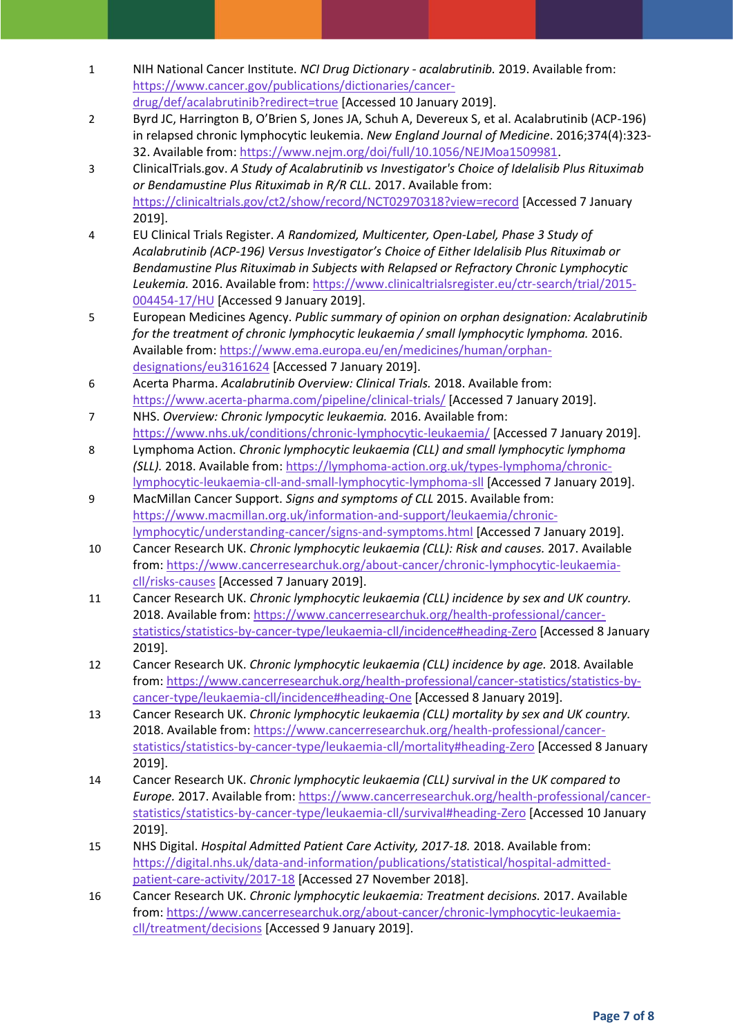1. NIH National Cancer Institute. *NCI Drug Dictionary - acalabrutinib.* 2019. Available from: https://www.cancer.gov/publications/dictionaries/cancer-drug/def/acalabrutinib?redirect=true [Accessed 10 January 2019].
2. Byrd JC, Harrington B, O'Brien S, Jones JA, Schuh A, Devereux S, et al. Acalabrutinib (ACP-196) in relapsed chronic lymphocytic leukemia. *New England Journal of Medicine*. 2016;374(4):323-32. Available from: https://www.nejm.org/doi/full/10.1056/NEJMoa1509981.
3. ClinicalTrials.gov. *A Study of Acalabrutinib vs Investigator's Choice of Idelalisib Plus Rituximab or Bendamustine Plus Rituximab in R/R CLL.* 2017. Available from: https://clinicaltrials.gov/ct2/show/record/NCT02970318?view=record [Accessed 7 January 2019].
4. EU Clinical Trials Register. *A Randomized, Multicenter, Open-Label, Phase 3 Study of Acalabrutinib (ACP-196) Versus Investigator's Choice of Either Idelalisib Plus Rituximab or Bendamustine Plus Rituximab in Subjects with Relapsed or Refractory Chronic Lymphocytic Leukemia.* 2016. Available from: https://www.clinicaltrialsregister.eu/ctr-search/trial/2015-004454-17/HU [Accessed 9 January 2019].
5. European Medicines Agency. *Public summary of opinion on orphan designation: Acalabrutinib for the treatment of chronic lymphocytic leukaemia / small lymphocytic lymphoma.* 2016. Available from: https://www.ema.europa.eu/en/medicines/human/orphan-designations/eu3161624 [Accessed 7 January 2019].
6. Acerta Pharma. *Acalabrutinib Overview: Clinical Trials.* 2018. Available from: https://www.acerta-pharma.com/pipeline/clinical-trials/ [Accessed 7 January 2019].
7. NHS. *Overview: Chronic lympocytic leukaemia.* 2016. Available from: https://www.nhs.uk/conditions/chronic-lymphocytic-leukaemia/ [Accessed 7 January 2019].
8. Lymphoma Action. *Chronic lymphocytic leukaemia (CLL) and small lymphocytic lymphoma (SLL).* 2018. Available from: https://lymphoma-action.org.uk/types-lymphoma/chronic-lymphocytic-leukaemia-cll-and-small-lymphocytic-lymphoma-sll [Accessed 7 January 2019].
9. MacMillan Cancer Support. *Signs and symptoms of CLL* 2015. Available from: https://www.macmillan.org.uk/information-and-support/leukaemia/chronic-lymphocytic/understanding-cancer/signs-and-symptoms.html [Accessed 7 January 2019].
10. Cancer Research UK. *Chronic lymphocytic leukaemia (CLL): Risk and causes.* 2017. Available from: https://www.cancerresearchuk.org/about-cancer/chronic-lymphocytic-leukaemia-cll/risks-causes [Accessed 7 January 2019].
11. Cancer Research UK. *Chronic lymphocytic leukaemia (CLL) incidence by sex and UK country.* 2018. Available from: https://www.cancerresearchuk.org/health-professional/cancer-statistics/statistics-by-cancer-type/leukaemia-cll/incidence#heading-Zero [Accessed 8 January 2019].
12. Cancer Research UK. *Chronic lymphocytic leukaemia (CLL) incidence by age.* 2018. Available from: https://www.cancerresearchuk.org/health-professional/cancer-statistics/statistics-by-cancer-type/leukaemia-cll/incidence#heading-One [Accessed 8 January 2019].
13. Cancer Research UK. *Chronic lymphocytic leukaemia (CLL) mortality by sex and UK country.* 2018. Available from: https://www.cancerresearchuk.org/health-professional/cancer-statistics/statistics-by-cancer-type/leukaemia-cll/mortality#heading-Zero [Accessed 8 January 2019].
14. Cancer Research UK. *Chronic lymphocytic leukaemia (CLL) survival in the UK compared to Europe.* 2017. Available from: https://www.cancerresearchuk.org/health-professional/cancer-statistics/statistics-by-cancer-type/leukaemia-cll/survival#heading-Zero [Accessed 10 January 2019].
15. NHS Digital. *Hospital Admitted Patient Care Activity, 2017-18.* 2018. Available from: https://digital.nhs.uk/data-and-information/publications/statistical/hospital-admitted-patient-care-activity/2017-18 [Accessed 27 November 2018].
16. Cancer Research UK. *Chronic lymphocytic leukaemia: Treatment decisions.* 2017. Available from: https://www.cancerresearchuk.org/about-cancer/chronic-lymphocytic-leukaemia-cll/treatment/decisions [Accessed 9 January 2019].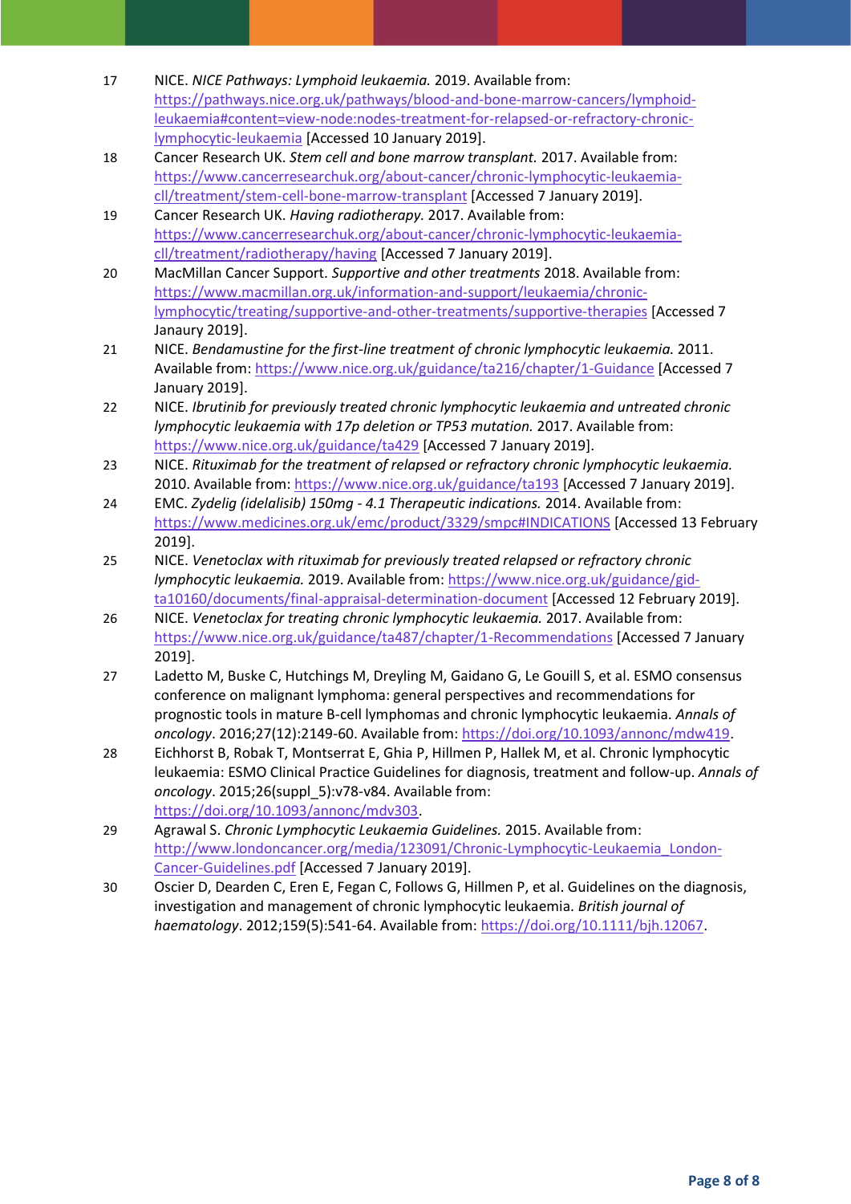17 NICE. *NICE Pathways: Lymphoid leukaemia.* 2019. Available from: https://pathways.nice.org.uk/pathways/blood-and-bone-marrow-cancers/lymphoid-leukaemia#content=view-node:nodes-treatment-for-relapsed-or-refractory-chronic-lymphocytic-leukaemia [Accessed 10 January 2019].

18 Cancer Research UK. *Stem cell and bone marrow transplant.* 2017. Available from: https://www.cancerresearchuk.org/about-cancer/chronic-lymphocytic-leukaemia-cll/treatment/stem-cell-bone-marrow-transplant [Accessed 7 January 2019].

19 Cancer Research UK. *Having radiotherapy.* 2017. Available from: https://www.cancerresearchuk.org/about-cancer/chronic-lymphocytic-leukaemia-cll/treatment/radiotherapy/having [Accessed 7 January 2019].

20 MacMillan Cancer Support. *Supportive and other treatments* 2018. Available from: https://www.macmillan.org.uk/information-and-support/leukaemia/chronic-lymphocytic/treating/supportive-and-other-treatments/supportive-therapies [Accessed 7 Janaury 2019].

21 NICE. *Bendamustine for the first-line treatment of chronic lymphocytic leukaemia.* 2011. Available from: https://www.nice.org.uk/guidance/ta216/chapter/1-Guidance [Accessed 7 January 2019].

22 NICE. *Ibrutinib for previously treated chronic lymphocytic leukaemia and untreated chronic lymphocytic leukaemia with 17p deletion or TP53 mutation.* 2017. Available from: https://www.nice.org.uk/guidance/ta429 [Accessed 7 January 2019].

23 NICE. *Rituximab for the treatment of relapsed or refractory chronic lymphocytic leukaemia.* 2010. Available from: https://www.nice.org.uk/guidance/ta193 [Accessed 7 January 2019].

24 EMC. *Zydelig (idelalisib) 150mg - 4.1 Therapeutic indications.* 2014. Available from: https://www.medicines.org.uk/emc/product/3329/smpc#INDICATIONS [Accessed 13 February 2019].

25 NICE. *Venetoclax with rituximab for previously treated relapsed or refractory chronic lymphocytic leukaemia.* 2019. Available from: https://www.nice.org.uk/guidance/gid-ta10160/documents/final-appraisal-determination-document [Accessed 12 February 2019].

26 NICE. *Venetoclax for treating chronic lymphocytic leukaemia.* 2017. Available from: https://www.nice.org.uk/guidance/ta487/chapter/1-Recommendations [Accessed 7 January 2019].

27 Ladetto M, Buske C, Hutchings M, Dreyling M, Gaidano G, Le Gouill S, et al. ESMO consensus conference on malignant lymphoma: general perspectives and recommendations for prognostic tools in mature B-cell lymphomas and chronic lymphocytic leukaemia. *Annals of oncology*. 2016;27(12):2149-60. Available from: https://doi.org/10.1093/annonc/mdw419.

28 Eichhorst B, Robak T, Montserrat E, Ghia P, Hillmen P, Hallek M, et al. Chronic lymphocytic leukaemia: ESMO Clinical Practice Guidelines for diagnosis, treatment and follow-up. *Annals of oncology*. 2015;26(suppl_5):v78-v84. Available from: https://doi.org/10.1093/annonc/mdv303.

29 Agrawal S. *Chronic Lymphocytic Leukaemia Guidelines.* 2015. Available from: http://www.londoncancer.org/media/123091/Chronic-Lymphocytic-Leukaemia_London-Cancer-Guidelines.pdf [Accessed 7 January 2019].

30 Oscier D, Dearden C, Eren E, Fegan C, Follows G, Hillmen P, et al. Guidelines on the diagnosis, investigation and management of chronic lymphocytic leukaemia. *British journal of haematology*. 2012;159(5):541-64. Available from: https://doi.org/10.1111/bjh.12067.